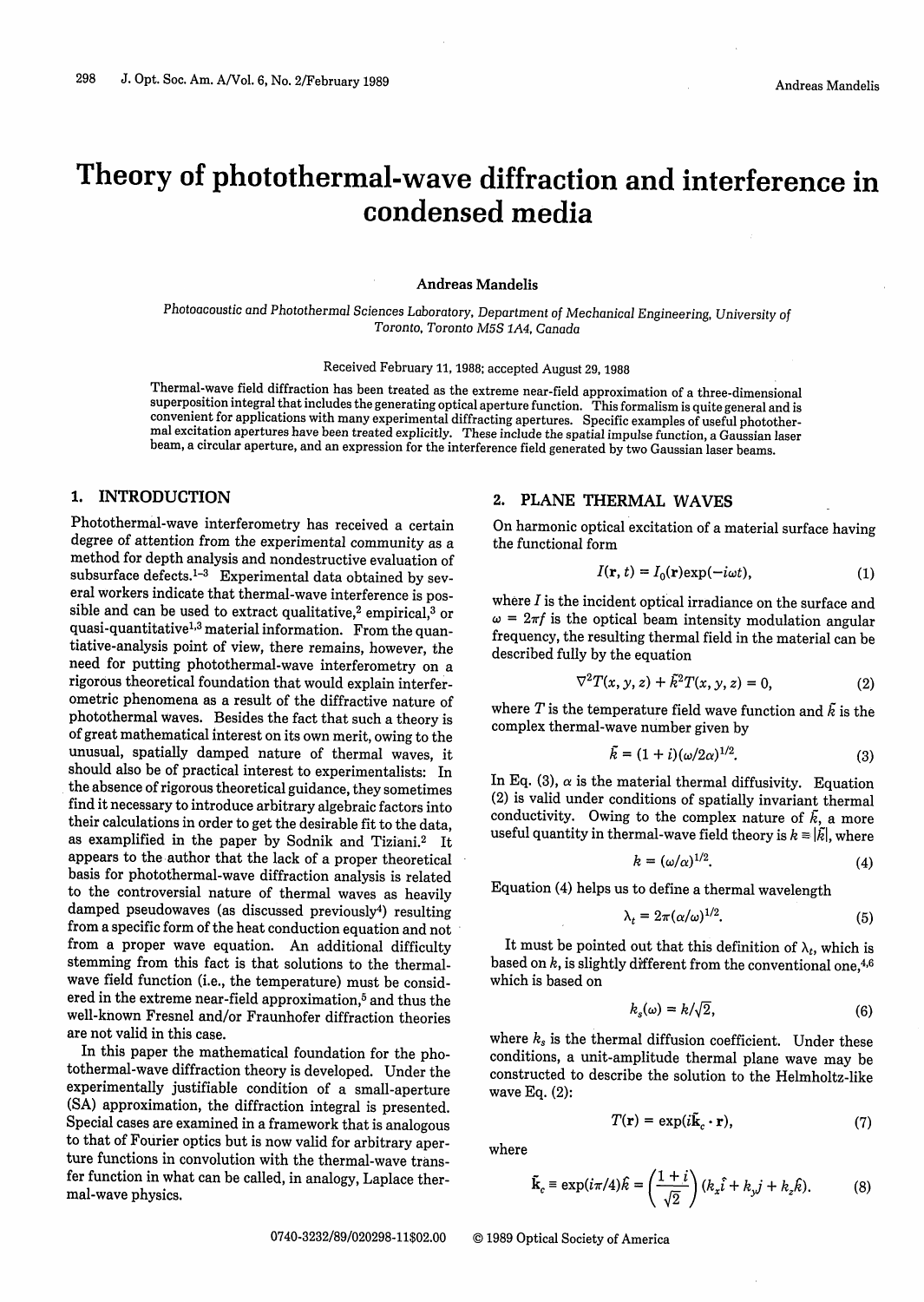# Theory of photothermal-wave diffraction and interference in condensed media

**Andreas Mandelis**

*Photoacoustic and Photothermal Sciences Laboratory, Department of Mechanical Engineering, University of Toronto, Toronto M5S 1A4, Canada*

Received February 11, 1988; accepted August 29, 1988

Thermal-wave field diffraction has been treated as the extreme near-field approximation of a three-dimensional superposition integral that includes the generating optical aperture function. This formalism is quite general and is convenient for applications with many experimental diffracting apertures. Specific examples of useful photothermal excitation apertures have been treated explicitly. These include the spatial impulse function, a Gaussian laser beam, a circular aperture, and an expression for the interference field generated by two Gaussian laser beams.

## 1. INTRODUCTION

Photothermal-wave interferometry has received a certain degree of attention from the experimental community as a method for depth analysis and nondestructive evaluation of subsurface defects.[1–3] Experimental data obtained by several workers indicate that thermal-wave interference is possible and can be used to extract qualitative,[2] empirical,[3] or quasi-quantitative[1,3] material information. From the quantitative-analysis point of view, there remains, however, the need for putting photothermal-wave interferometry on a rigorous theoretical foundation that would explain interferometric phenomena as a result of the diffractive nature of photothermal waves. Besides the fact that such a theory is of great mathematical interest on its own merit, owing to the unusual, spatially damped nature of thermal waves, it should also be of practical interest to experimentalists: In the absence of rigorous theoretical guidance, they sometimes find it necessary to introduce arbitrary algebraic factors into their calculations in order to get the desirable fit to the data, as examplified in the paper by Sodnik and Tiziani.[2] It appears to the author that the lack of a proper theoretical basis for photothermal-wave diffraction analysis is related to the controversial nature of thermal waves as heavily damped pseudowaves (as discussed previously[4]) resulting from a specific form of the heat conduction equation and not from a proper wave equation. An additional difficulty stemming from this fact is that solutions to the thermal-wave field function (i.e., the temperature) must be considered in the extreme near-field approximation,[5] and thus the well-known Fresnel and/or Fraunhofer diffraction theories are not valid in this case.

In this paper the mathematical foundation for the photothermal-wave diffraction theory is developed. Under the experimentally justifiable condition of a small-aperture (SA) approximation, the diffraction integral is presented. Special cases are examined in a framework that is analogous to that of Fourier optics but is now valid for arbitrary aperture functions in convolution with the thermal-wave transfer function in what can be called, in analogy, Laplace thermal-wave physics.

## 2. PLANE THERMAL WAVES

On harmonic optical excitation of a material surface having the functional form

$$I(\mathbf{r}, t) = I_0(\mathbf{r})\exp(-i\omega t), \tag{1}$$

where $I$ is the incident optical irradiance on the surface and $\omega = 2\pi f$ is the optical beam intensity modulation angular frequency, the resulting thermal field in the material can be described fully by the equation

$$\nabla^2 T(x, y, z) + \tilde{k}^2 T(x, y, z) = 0, \tag{2}$$

where $T$ is the temperature field wave function and $\tilde{k}$ is the complex thermal-wave number given by

$$\tilde{k} = (1 + i)(\omega/2\alpha)^{1/2}. \tag{3}$$

In Eq. (3), $\alpha$ is the material thermal diffusivity. Equation (2) is valid under conditions of spatially invariant thermal conductivity. Owing to the complex nature of $\tilde{k}$, a more useful quantity in thermal-wave field theory is $k \equiv |\tilde{k}|$, where

$$k = (\omega/\alpha)^{1/2}. \tag{4}$$

Equation (4) helps us to define a thermal wavelength

$$\lambda_t = 2\pi(\alpha/\omega)^{1/2}. \tag{5}$$

It must be pointed out that this definition of $\lambda_t$, which is based on $k$, is slightly different from the conventional one,[4,6] which is based on

$$k_s(\omega) = k/\sqrt{2}, \tag{6}$$

where $k_s$ is the thermal diffusion coefficient. Under these conditions, a unit-amplitude thermal plane wave may be constructed to describe the solution to the Helmholtz-like wave Eq. (2):

$$T(\mathbf{r}) = \exp(i\tilde{\mathbf{k}}_c \cdot \mathbf{r}), \tag{7}$$

where

$$\tilde{\mathbf{k}}_c \equiv \exp(i\pi/4)\hat{k} = \left(\frac{1+i}{\sqrt{2}}\right)(k_x\hat{i} + k_y\hat{j} + k_z\hat{k}). \tag{8}$$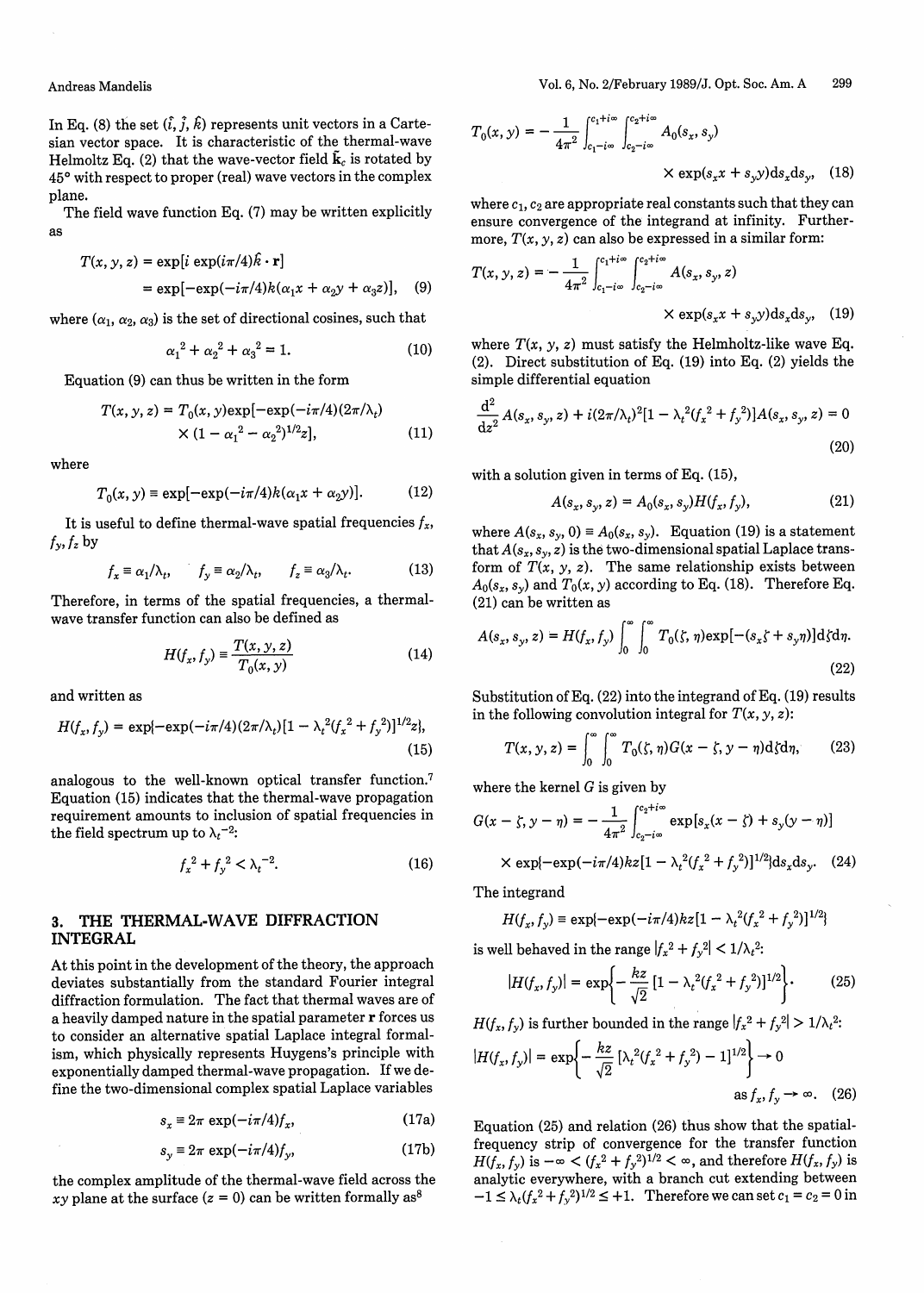In Eq. (8) the set $(\hat{i}, \hat{j}, \hat{k})$ represents unit vectors in a Cartesian vector space. It is characteristic of the thermal-wave Helmoltz Eq. (2) that the wave-vector field $\tilde{\mathbf{k}}_c$ is rotated by 45° with respect to proper (real) wave vectors in the complex plane.

The field wave function Eq. (7) may be written explicitly as

$$T(x, y, z) = \exp[i \exp(i\pi/4)\hat{k}\cdot\mathbf{r}] = \exp[-\exp(-i\pi/4)k(\alpha_1 x + \alpha_2 y + \alpha_3 z)], \quad (9)$$

where $(\alpha_1, \alpha_2, \alpha_3)$ is the set of directional cosines, such that

$$\alpha_1^2 + \alpha_2^2 + \alpha_3^2 = 1. \quad (10)$$

Equation (9) can thus be written in the form

$$T(x, y, z) = T_0(x, y)\exp[-\exp(-i\pi/4)(2\pi/\lambda_t) \times (1 - \alpha_1^2 - \alpha_2^2)^{1/2} z], \quad (11)$$

where

$$T_0(x, y) \equiv \exp[-\exp(-i\pi/4)k(\alpha_1 x + \alpha_2 y)]. \quad (12)$$

It is useful to define thermal-wave spatial frequencies $f_x$, $f_y$, $f_z$ by

$$f_x \equiv \alpha_1/\lambda_t, \qquad f_y \equiv \alpha_2/\lambda_t, \qquad f_z \equiv \alpha_3/\lambda_t. \quad (13)$$

Therefore, in terms of the spatial frequencies, a thermal-wave transfer function can also be defined as

$$H(f_x, f_y) \equiv \frac{T(x, y, z)}{T_0(x, y)} \quad (14)$$

and written as

$$H(f_x, f_y) = \exp\{-\exp(-i\pi/4)(2\pi/\lambda_t)[1 - \lambda_t^2(f_x^2 + f_y^2)]^{1/2} z\}, \quad (15)$$

analogous to the well-known optical transfer function.[7] Equation (15) indicates that the thermal-wave propagation requirement amounts to inclusion of spatial frequencies in the field spectrum up to $\lambda_t^{-2}$:

$$f_x^2 + f_y^2 < \lambda_t^{-2}. \quad (16)$$

## 3. THE THERMAL-WAVE DIFFRACTION INTEGRAL

At this point in the development of the theory, the approach deviates substantially from the standard Fourier integral diffraction formulation. The fact that thermal waves are of a heavily damped nature in the spatial parameter $\mathbf{r}$ forces us to consider an alternative spatial Laplace integral formalism, which physically represents Huygens's principle with exponentially damped thermal-wave propagation. If we define the two-dimensional complex spatial Laplace variables

$$s_x \equiv 2\pi \exp(-i\pi/4) f_x, \quad (17a)$$

$$s_y \equiv 2\pi \exp(-i\pi/4) f_y, \quad (17b)$$

the complex amplitude of the thermal-wave field across the $xy$ plane at the surface ($z = 0$) can be written formally as[8]

$$T_0(x, y) = -\frac{1}{4\pi^2}\int_{c_1 - i\infty}^{c_1 + i\infty}\int_{c_2 - i\infty}^{c_2 + i\infty} A_0(s_x, s_y) \times \exp(s_x x + s_y y) ds_x ds_y, \quad (18)$$

where $c_1$, $c_2$ are appropriate real constants such that they can ensure convergence of the integrand at infinity. Furthermore, $T(x, y, z)$ can also be expressed in a similar form:

$$T(x, y, z) = -\frac{1}{4\pi^2}\int_{c_1 - i\infty}^{c_1 + i\infty}\int_{c_2 - i\infty}^{c_2 + i\infty} A(s_x, s_y, z) \times \exp(s_x x + s_y y) ds_x ds_y, \quad (19)$$

where $T(x, y, z)$ must satisfy the Helmholtz-like wave Eq. (2). Direct substitution of Eq. (19) into Eq. (2) yields the simple differential equation

$$\frac{d^2}{dz^2} A(s_x, s_y, z) + i(2\pi/\lambda_t)^2[1 - \lambda_t^2(f_x^2 + f_y^2)]A(s_x, s_y, z) = 0 \quad (20)$$

with a solution given in terms of Eq. (15),

$$A(s_x, s_y, z) = A_0(s_x, s_y)H(f_x, f_y), \quad (21)$$

where $A(s_x, s_y, 0) \equiv A_0(s_x, s_y)$. Equation (19) is a statement that $A(s_x, s_y, z)$ is the two-dimensional spatial Laplace transform of $T(x, y, z)$. The same relationship exists between $A_0(s_x, s_y)$ and $T_0(x, y)$ according to Eq. (18). Therefore Eq. (21) can be written as

$$A(s_x, s_y, z) = H(f_x, f_y)\int_0^\infty\int_0^\infty T_0(\zeta, \eta)\exp[-(s_x\zeta + s_y\eta)]d\zeta d\eta. \quad (22)$$

Substitution of Eq. (22) into the integrand of Eq. (19) results in the following convolution integral for $T(x, y, z)$:

$$T(x, y, z) = \int_0^\infty\int_0^\infty T_0(\zeta, \eta)G(x - \zeta, y - \eta)d\zeta d\eta, \quad (23)$$

where the kernel $G$ is given by

$$G(x - \zeta, y - \eta) = -\frac{1}{4\pi^2}\int_{c_2 - i\infty}^{c_2 + i\infty}\exp[s_x(x - \zeta) + s_y(y - \eta)] \times \exp\{-\exp(-i\pi/4)kz[1 - \lambda_t^2(f_x^2 + f_y^2)]^{1/2}\}ds_x ds_y. \quad (24)$$

The integrand

$$H(f_x, f_y) \equiv \exp\{-\exp(-i\pi/4)kz[1 - \lambda_t^2(f_x^2 + f_y^2)]^{1/2}\}$$

is well behaved in the range $|f_x^2 + f_y^2| < 1/\lambda_t^2$:

$$|H(f_x, f_y)| = \exp\left\{-\frac{kz}{\sqrt{2}}[1 - \lambda_t^2(f_x^2 + f_y^2)]^{1/2}\right\}. \quad (25)$$

$H(f_x, f_y)$ is further bounded in the range $|f_x^2 + f_y^2| > 1/\lambda_t^2$:

$$|H(f_x, f_y)| = \exp\left\{-\frac{kz}{\sqrt{2}}[\lambda_t^2(f_x^2 + f_y^2) - 1]^{1/2}\right\} \to 0 \quad \text{as } f_x, f_y \to \infty. \quad (26)$$

Equation (25) and relation (26) thus show that the spatial-frequency strip of convergence for the transfer function $H(f_x, f_y)$ is $-\infty < (f_x^2 + f_y^2)^{1/2} < \infty$, and therefore $H(f_x, f_y)$ is analytic everywhere, with a branch cut extending between $-1 \leq \lambda_t(f_x^2 + f_y^2)^{1/2} \leq +1$. Therefore we can set $c_1 = c_2 = 0$ in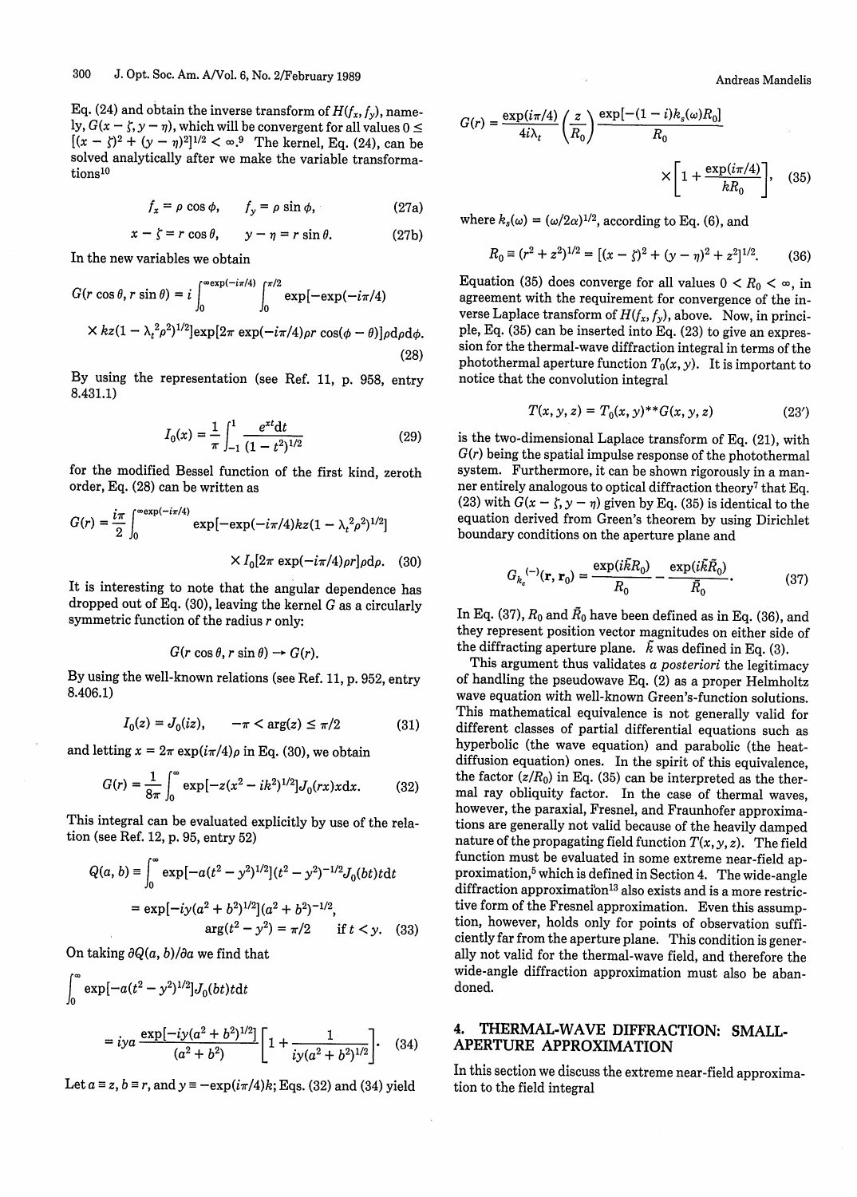Eq. (24) and obtain the inverse transform of $H(f_x, f_y)$, namely, $G(x - \zeta, y - \eta)$, which will be convergent for all values $0 \leq [(x - \zeta)^2 + (y - \eta)^2]^{1/2} < \infty$.[9] The kernel, Eq. (24), can be solved analytically after we make the variable transformations[10]

$$f_x = \rho \cos \phi, \qquad f_y = \rho \sin \phi, \tag{27a}$$

$$x - \zeta = r \cos \theta, \qquad y - \eta = r \sin \theta. \tag{27b}$$

In the new variables we obtain

$$G(r \cos \theta, r \sin \theta) = i \int_0^{\infty \exp(-i\pi/4)} \int_0^{\pi/2} \exp[-\exp(-i\pi/4) \times kz(1 - \lambda_t^2 \rho^2)^{1/2}] \exp[2\pi \exp(-i\pi/4) \rho r \cos(\phi - \theta)] \rho d\rho d\phi. \tag{28}$$

By using the representation (see Ref. 11, p. 958, entry 8.431.1)

$$I_0(x) = \frac{1}{\pi} \int_{-1}^{1} \frac{e^{xt} dt}{(1 - t^2)^{1/2}} \tag{29}$$

for the modified Bessel function of the first kind, zeroth order, Eq. (28) can be written as

$$G(r) = \frac{i\pi}{2} \int_0^{\infty \exp(-i\pi/4)} \exp[-\exp(-i\pi/4) kz (1 - \lambda_t^2 \rho^2)^{1/2}] \times I_0[2\pi \exp(-i\pi/4) \rho r] \rho d\rho. \tag{30}$$

It is interesting to note that the angular dependence has dropped out of Eq. (30), leaving the kernel $G$ as a circularly symmetric function of the radius $r$ only:

$$G(r \cos \theta, r \sin \theta) \to G(r).$$

By using the well-known relations (see Ref. 11, p. 952, entry 8.406.1)

$$I_0(z) = J_0(iz), \qquad -\pi < \arg(z) \leq \pi/2 \tag{31}$$

and letting $x = 2\pi \exp(i\pi/4)\rho$ in Eq. (30), we obtain

$$G(r) = \frac{1}{8\pi} \int_0^{\infty} \exp[-z(x^2 - ik^2)^{1/2}] J_0(rx) x dx. \tag{32}$$

This integral can be evaluated explicitly by use of the relation (see Ref. 12, p. 95, entry 52)

$$Q(a, b) \equiv \int_0^{\infty} \exp[-a(t^2 - y^2)^{1/2}](t^2 - y^2)^{-1/2} J_0(bt) t dt$$
$$= \exp[-iy(a^2 + b^2)^{1/2}](a^2 + b^2)^{-1/2}, \qquad \arg(t^2 - y^2) = \pi/2 \quad \text{if } t < y. \tag{33}$$

On taking $\partial Q(a, b)/\partial a$ we find that

$$\int_0^{\infty} \exp[-a(t^2 - y^2)^{1/2}] J_0(bt) t dt = iya \frac{\exp[-iy(a^2 + b^2)^{1/2}]}{(a^2 + b^2)} \left[1 + \frac{1}{iy(a^2 + b^2)^{1/2}}\right]. \tag{34}$$

Let $a \equiv z$, $b \equiv r$, and $y \equiv -\exp(i\pi/4)k$; Eqs. (32) and (34) yield

$$G(r) = \frac{\exp(i\pi/4)}{4i\lambda_t} \left(\frac{z}{R_0}\right) \frac{\exp[-(1 - i)k_s(\omega)R_0]}{R_0} \times \left[1 + \frac{\exp(i\pi/4)}{kR_0}\right], \tag{35}$$

where $k_s(\omega) = (\omega/2\alpha)^{1/2}$, according to Eq. (6), and

$$R_0 \equiv (r^2 + z^2)^{1/2} = [(x - \zeta)^2 + (y - \eta)^2 + z^2]^{1/2}. \tag{36}$$

Equation (35) does converge for all values $0 < R_0 < \infty$, in agreement with the requirement for convergence of the inverse Laplace transform of $H(f_x, f_y)$, above. Now, in principle, Eq. (35) can be inserted into Eq. (23) to give an expression for the thermal-wave diffraction integral in terms of the photothermal aperture function $T_0(x, y)$. It is important to notice that the convolution integral

$$T(x, y, z) = T_0(x, y)^{**}G(x, y, z) \tag{23'}$$

is the two-dimensional Laplace transform of Eq. (21), with $G(r)$ being the spatial impulse response of the photothermal system. Furthermore, it can be shown rigorously in a manner entirely analogous to optical diffraction theory[7] that Eq. (23) with $G(x - \zeta, y - \eta)$ given by Eq. (35) is identical to the equation derived from Green's theorem by using Dirichlet boundary conditions on the aperture plane and

$$G_{k_c}^{(-)}(\mathbf{r}, \mathbf{r}_0) = \frac{\exp(i\tilde{k}R_0)}{R_0} - \frac{\exp(i\tilde{k}\tilde{R}_0)}{\tilde{R}_0}. \tag{37}$$

In Eq. (37), $R_0$ and $\tilde{R}_0$ have been defined as in Eq. (36), and they represent position vector magnitudes on either side of the diffracting aperture plane. $\tilde{k}$ was defined in Eq. (3).

This argument thus validates *a posteriori* the legitimacy of handling the pseudowave Eq. (2) as a proper Helmholtz wave equation with well-known Green's-function solutions. This mathematical equivalence is not generally valid for different classes of partial differential equations such as hyperbolic (the wave equation) and parabolic (the heat-diffusion equation) ones. In the spirit of this equivalence, the factor $(z/R_0)$ in Eq. (35) can be interpreted as the thermal ray obliquity factor. In the case of thermal waves, however, the paraxial, Fresnel, and Fraunhofer approximations are generally not valid because of the heavily damped nature of the propagating field function $T(x, y, z)$. The field function must be evaluated in some extreme near-field approximation,[5] which is defined in Section 4. The wide-angle diffraction approximation[13] also exists and is a more restrictive form of the Fresnel approximation. Even this assumption, however, holds only for points of observation sufficiently far from the aperture plane. This condition is generally not valid for the thermal-wave field, and therefore the wide-angle diffraction approximation must also be abandoned.

## 4. THERMAL-WAVE DIFFRACTION: SMALL-APERTURE APPROXIMATION

In this section we discuss the extreme near-field approximation to the field integral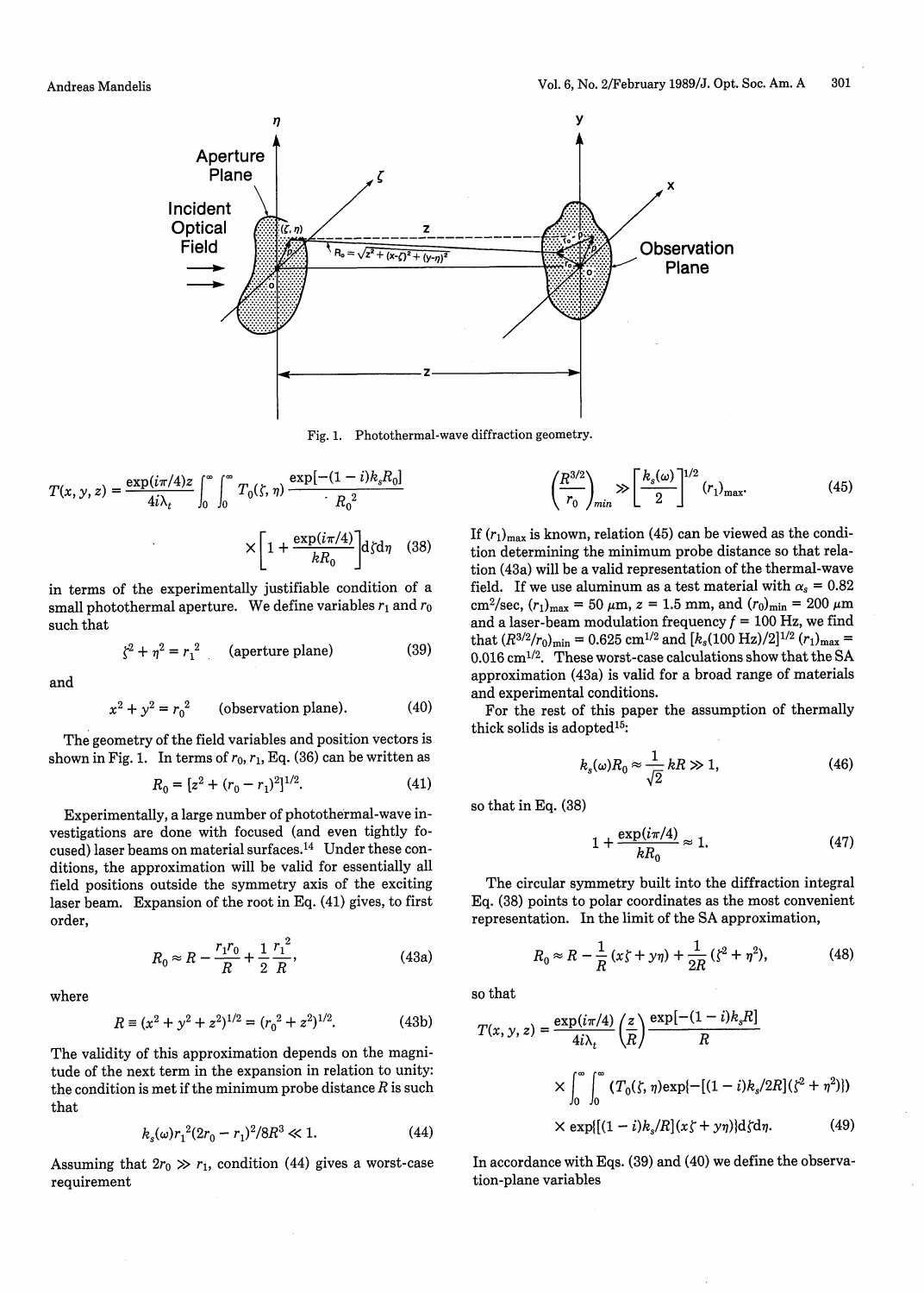Fig. 1. Photothermal-wave diffraction geometry.

$$T(x, y, z) = \frac{\exp(i\pi/4)z}{4i\lambda_t} \int_0^\infty \int_0^\infty T_0(\zeta, \eta) \frac{\exp[-(1-i)k_s R_0]}{R_0^2} \times \left[1 + \frac{\exp(i\pi/4)}{kR_0}\right] d\zeta d\eta \quad (38)$$

in terms of the experimentally justifiable condition of a small photothermal aperture. We define variables $r_1$ and $r_0$ such that

$$\zeta^2 + \eta^2 = r_1^2 \quad \text{(aperture plane)} \quad (39)$$

and

$$x^2 + y^2 = r_0^2 \quad \text{(observation plane)}. \quad (40)$$

The geometry of the field variables and position vectors is shown in Fig. 1. In terms of $r_0$, $r_1$, Eq. (36) can be written as

$$R_0 = [z^2 + (r_0 - r_1)^2]^{1/2}. \quad (41)$$

Experimentally, a large number of photothermal-wave investigations are done with focused (and even tightly focused) laser beams on material surfaces.[14] Under these conditions, the approximation will be valid for essentially all field positions outside the symmetry axis of the exciting laser beam. Expansion of the root in Eq. (41) gives, to first order,

$$R_0 \approx R - \frac{r_1 r_0}{R} + \frac{1}{2}\frac{r_1^2}{R}, \quad (43a)$$

where

$$R \equiv (x^2 + y^2 + z^2)^{1/2} = (r_0^2 + z^2)^{1/2}. \quad (43b)$$

The validity of this approximation depends on the magnitude of the next term in the expansion in relation to unity: the condition is met if the minimum probe distance $R$ is such that

$$k_s(\omega) r_1^2 (2r_0 - r_1)^2 / 8R^3 \ll 1. \quad (44)$$

Assuming that $2r_0 \gg r_1$, condition (44) gives a worst-case requirement

$$\left(\frac{R^{3/2}}{r_0}\right)_{min} \gg \left[\frac{k_s(\omega)}{2}\right]^{1/2} (r_1)_{\max}. \quad (45)$$

If $(r_1)_{\max}$ is known, relation (45) can be viewed as the condition determining the minimum probe distance so that relation (43a) will be a valid representation of the thermal-wave field. If we use aluminum as a test material with $\alpha_s = 0.82$ cm$^2$/sec, $(r_1)_{\max} = 50$ $\mu$m, $z = 1.5$ mm, and $(r_0)_{\min} = 200$ $\mu$m and a laser-beam modulation frequency $f = 100$ Hz, we find that $(R^{3/2}/r_0)_{\min} = 0.625$ cm$^{1/2}$ and $[k_s(100\text{ Hz})/2]^{1/2} (r_1)_{\max} = 0.016$ cm$^{1/2}$. These worst-case calculations show that the SA approximation (43a) is valid for a broad range of materials and experimental conditions.

For the rest of this paper the assumption of thermally thick solids is adopted[15]:

$$k_s(\omega) R_0 \approx \frac{1}{\sqrt{2}} kR \gg 1, \quad (46)$$

so that in Eq. (38)

$$1 + \frac{\exp(i\pi/4)}{kR_0} \approx 1. \quad (47)$$

The circular symmetry built into the diffraction integral Eq. (38) points to polar coordinates as the most convenient representation. In the limit of the SA approximation,

$$R_0 \approx R - \frac{1}{R}(x\zeta + y\eta) + \frac{1}{2R}(\zeta^2 + \eta^2), \quad (48)$$

so that

$$T(x, y, z) = \frac{\exp(i\pi/4)}{4i\lambda_t} \left(\frac{z}{R}\right) \frac{\exp[-(1-i)k_s R]}{R} \times \int_0^\infty \int_0^\infty (T_0(\zeta, \eta) \exp\{-[(1-i)k_s/2R](\zeta^2 + \eta^2)\}) \times \exp\{[(1-i)k_s/R](x\zeta + y\eta)\} d\zeta d\eta. \quad (49)$$

In accordance with Eqs. (39) and (40) we define the observation-plane variables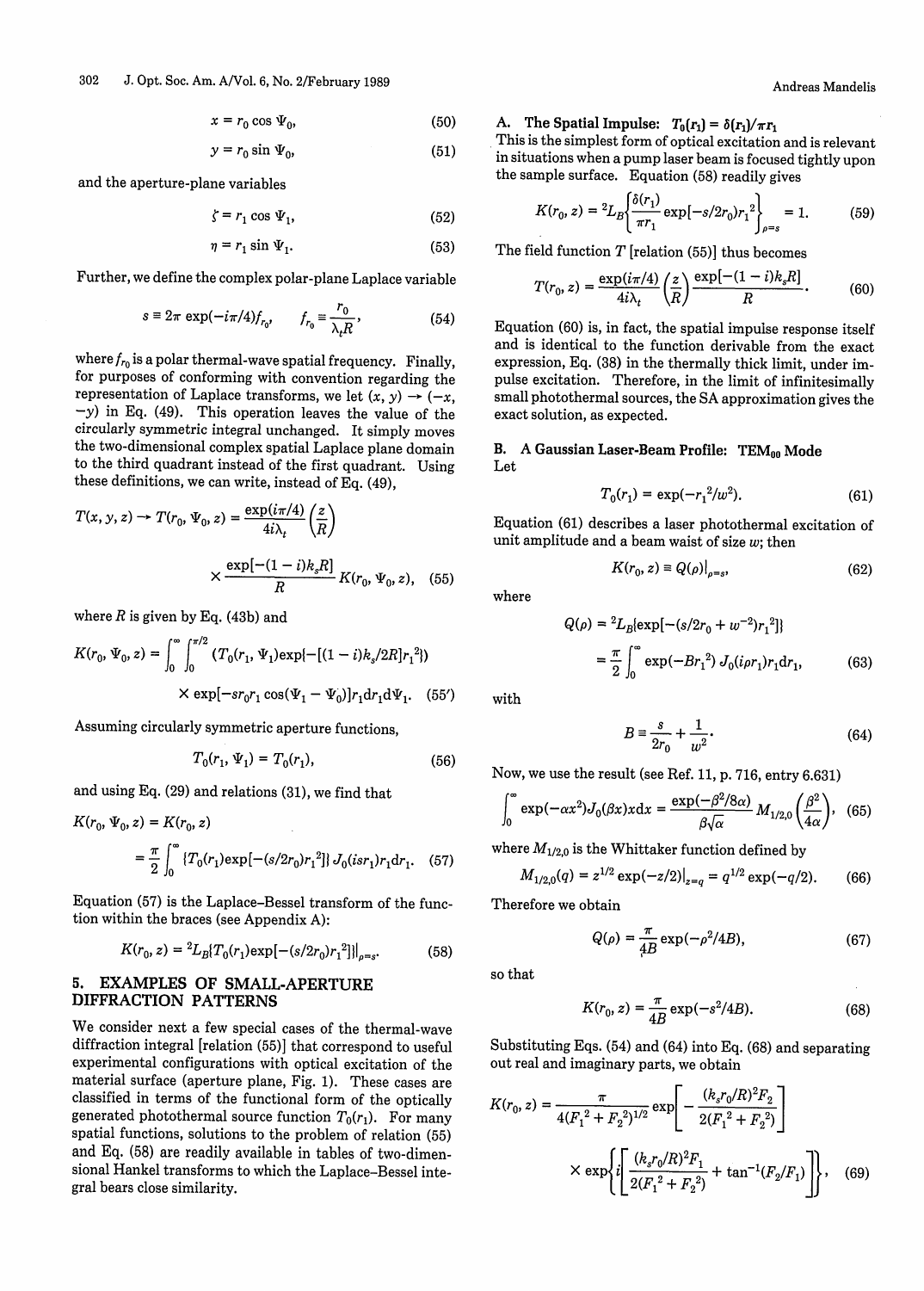$$x = r_0 \cos \Psi_0, \tag{50}$$

$$y = r_0 \sin \Psi_0, \tag{51}$$

and the aperture-plane variables

$$\zeta = r_1 \cos \Psi_1, \tag{52}$$

$$\eta = r_1 \sin \Psi_1. \tag{53}$$

Further, we define the complex polar-plane Laplace variable

$$s \equiv 2\pi \exp(-i\pi/4) f_{r_0}, \qquad f_{r_0} \equiv \frac{r_0}{\lambda_t R}, \tag{54}$$

where $f_{r_0}$ is a polar thermal-wave spatial frequency. Finally, for purposes of conforming with convention regarding the representation of Laplace transforms, we let $(x, y) \rightarrow (-x, -y)$ in Eq. (49). This operation leaves the value of the circularly symmetric integral unchanged. It simply moves the two-dimensional complex spatial Laplace plane domain to the third quadrant instead of the first quadrant. Using these definitions, we can write, instead of Eq. (49),

$$T(x, y, z) \rightarrow T(r_0, \Psi_0, z) = \frac{\exp(i\pi/4)}{4i\lambda_t}\left(\frac{z}{R}\right) \times \frac{\exp[-(1-i)k_s R]}{R} K(r_0, \Psi_0, z), \tag{55}$$

where $R$ is given by Eq. (43b) and

$$K(r_0, \Psi_0, z) = \int_0^\infty \int_0^{\pi/2} (T_0(r_1, \Psi_1)\exp\{-[(1-i)k_s/2R]r_1^2\}) \times \exp[-sr_0 r_1 \cos(\Psi_1 - \Psi_0)] r_1 dr_1 d\Psi_1. \tag{55'}$$

Assuming circularly symmetric aperture functions,

$$T_0(r_1, \Psi_1) = T_0(r_1), \tag{56}$$

and using Eq. (29) and relations (31), we find that

$$K(r_0, \Psi_0, z) = K(r_0, z) = \frac{\pi}{2}\int_0^\infty \{T_0(r_1)\exp[-(s/2r_0)r_1^2]\} J_0(isr_1) r_1 dr_1. \tag{57}$$

Equation (57) is the Laplace–Bessel transform of the function within the braces (see Appendix A):

$$K(r_0, z) = {}^2L_B\{T_0(r_1)\exp[-(s/2r_0)r_1^2]\}|_{\rho=s}. \tag{58}$$

## 5. EXAMPLES OF SMALL-APERTURE DIFFRACTION PATTERNS

We consider next a few special cases of the thermal-wave diffraction integral [relation (55)] that correspond to useful experimental configurations with optical excitation of the material surface (aperture plane, Fig. 1). These cases are classified in terms of the functional form of the optically generated photothermal source function $T_0(r_1)$. For many spatial functions, solutions to the problem of relation (55) and Eq. (58) are readily available in tables of two-dimensional Hankel transforms to which the Laplace–Bessel integral bears close similarity.

### A. The Spatial Impulse: $T_0(r_1) = \delta(r_1)/\pi r_1$

This is the simplest form of optical excitation and is relevant in situations when a pump laser beam is focused tightly upon the sample surface. Equation (58) readily gives

$$K(r_0, z) = {}^2L_B\left\{\frac{\delta(r_1)}{\pi r_1}\exp[-s/2r_0)r_1^2\right\}_{\rho=s} = 1. \tag{59}$$

The field function $T$ [relation (55)] thus becomes

$$T(r_0, z) = \frac{\exp(i\pi/4)}{4i\lambda_t}\left(\frac{z}{R}\right)\frac{\exp[-(1-i)k_s R]}{R}. \tag{60}$$

Equation (60) is, in fact, the spatial impulse response itself and is identical to the function derivable from the exact expression, Eq. (38) in the thermally thick limit, under impulse excitation. Therefore, in the limit of infinitesimally small photothermal sources, the SA approximation gives the exact solution, as expected.

### B. A Gaussian Laser-Beam Profile: $TEM_{00}$ Mode

Let

$$T_0(r_1) = \exp(-r_1^2/w^2). \tag{61}$$

Equation (61) describes a laser photothermal excitation of unit amplitude and a beam waist of size $w$; then

$$K(r_0, z) \equiv Q(\rho)|_{\rho=s}, \tag{62}$$

where

$$Q(\rho) = {}^2L_B\{\exp[-(s/2r_0 + w^{-2})r_1^2]\} = \frac{\pi}{2}\int_0^\infty \exp(-Br_1^2) J_0(i\rho r_1) r_1 dr_1, \tag{63}$$

with

$$B \equiv \frac{s}{2r_0} + \frac{1}{w^2}. \tag{64}$$

Now, we use the result (see Ref. 11, p. 716, entry 6.631)

$$\int_0^\infty \exp(-\alpha x^2) J_0(\beta x) x dx = \frac{\exp(-\beta^2/8\alpha)}{\beta\sqrt{\alpha}} M_{1/2,0}\left(\frac{\beta^2}{4\alpha}\right), \tag{65}$$

where $M_{1/2,0}$ is the Whittaker function defined by

$$M_{1/2,0}(q) = z^{1/2}\exp(-z/2)|_{z=q} = q^{1/2}\exp(-q/2). \tag{66}$$

Therefore we obtain

$$Q(\rho) = \frac{\pi}{4B}\exp(-\rho^2/4B), \tag{67}$$

so that

$$K(r_0, z) = \frac{\pi}{4B}\exp(-s^2/4B). \tag{68}$$

Substituting Eqs. (54) and (64) into Eq. (68) and separating out real and imaginary parts, we obtain

$$K(r_0, z) = \frac{\pi}{4(F_1^2 + F_2^2)^{1/2}}\exp\left[-\frac{(k_s r_0/R)^2 F_2}{2(F_1^2 + F_2^2)}\right] \times \exp\left\{i\left[\frac{(k_s r_0/R)^2 F_1}{2(F_1^2 + F_2^2)} + \tan^{-1}(F_2/F_1)\right]\right\}, \tag{69}$$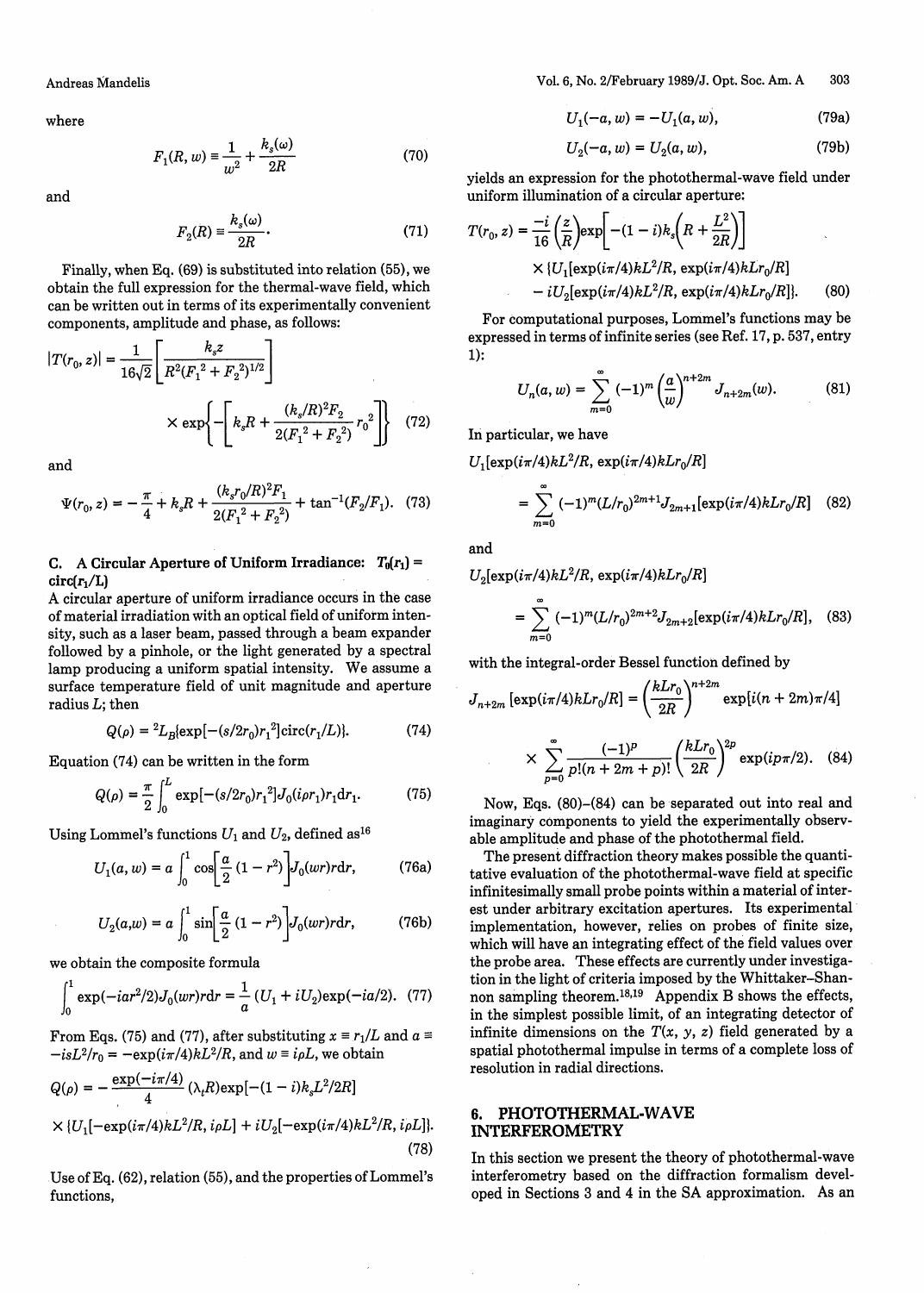where

$$F_1(R, w) \equiv \frac{1}{w^2} + \frac{k_s(\omega)}{2R} \tag{70}$$

and

$$F_2(R) \equiv \frac{k_s(\omega)}{2R}. \tag{71}$$

Finally, when Eq. (69) is substituted into relation (55), we obtain the full expression for the thermal-wave field, which can be written out in terms of its experimentally convenient components, amplitude and phase, as follows:

$$|T(r_0, z)| = \frac{1}{16\sqrt{2}}\left[\frac{k_s z}{R^2(F_1{}^2 + F_2{}^2)^{1/2}}\right] \times \exp\left\{-\left[k_s R + \frac{(k_s/R)^2 F_2}{2(F_1{}^2 + F_2{}^2)} r_0{}^2\right]\right\} \tag{72}$$

and

$$\Psi(r_0, z) = -\frac{\pi}{4} + k_s R + \frac{(k_s r_0/R)^2 F_1}{2(F_1{}^2 + F_2{}^2)} + \tan^{-1}(F_2/F_1). \tag{73}$$

### C. A Circular Aperture of Uniform Irradiance: $T_0(r_1) = \mathrm{circ}(r_1/L)$

A circular aperture of uniform irradiance occurs in the case of material irradiation with an optical field of uniform intensity, such as a laser beam, passed through a beam expander followed by a pinhole, or the light generated by a spectral lamp producing a uniform spatial intensity. We assume a surface temperature field of unit magnitude and aperture radius $L$; then

$$Q(\rho) = {}^2L_B\{\exp[-(s/2r_0)r_1{}^2]\mathrm{circ}(r_1/L)\}. \tag{74}$$

Equation (74) can be written in the form

$$Q(\rho) = \frac{\pi}{2}\int_0^L \exp[-(s/2r_0)r_1{}^2]J_0(i\rho r_1)r_1 dr_1. \tag{75}$$

Using Lommel's functions $U_1$ and $U_2$, defined as[16]

$$U_1(a, w) = a\int_0^1 \cos\left[\frac{a}{2}(1 - r^2)\right]J_0(wr)rdr, \tag{76a}$$

$$U_2(a, w) = a\int_0^1 \sin\left[\frac{a}{2}(1 - r^2)\right]J_0(wr)rdr, \tag{76b}$$

we obtain the composite formula

$$\int_0^1 \exp(-iar^2/2)J_0(wr)rdr = \frac{1}{a}(U_1 + iU_2)\exp(-ia/2). \tag{77}$$

From Eqs. (75) and (77), after substituting $x \equiv r_1/L$ and $a \equiv -isL^2/r_0 = -\exp(i\pi/4)kL^2/R$, and $w \equiv i\rho L$, we obtain

$$Q(\rho) = -\frac{\exp(-i\pi/4)}{4}(\lambda_t R)\exp[-(1 - i)k_s L^2/2R] \times \{U_1[-\exp(i\pi/4)kL^2/R, i\rho L] + iU_2[-\exp(i\pi/4)kL^2/R, i\rho L]\}. \tag{78}$$

Use of Eq. (62), relation (55), and the properties of Lommel's functions,

$$U_1(-a, w) = -U_1(a, w), \tag{79a}$$

$$U_2(-a, w) = U_2(a, w), \tag{79b}$$

yields an expression for the photothermal-wave field under uniform illumination of a circular aperture:

$$T(r_0, z) = \frac{-i}{16}\left(\frac{z}{R}\right)\exp\left[-(1 - i)k_s\left(R + \frac{L^2}{2R}\right)\right] \times \{U_1[\exp(i\pi/4)kL^2/R, \exp(i\pi/4)kLr_0/R] - iU_2[\exp(i\pi/4)kL^2/R, \exp(i\pi/4)kLr_0/R]\}. \tag{80}$$

For computational purposes, Lommel's functions may be expressed in terms of infinite series (see Ref. 17, p. 537, entry 1):

$$U_n(a, w) = \sum_{m=0}^{\infty}(-1)^m\left(\frac{a}{w}\right)^{n+2m}J_{n+2m}(w). \tag{81}$$

In particular, we have

$$U_1[\exp(i\pi/4)kL^2/R, \exp(i\pi/4)kLr_0/R] = \sum_{m=0}^{\infty}(-1)^m(L/r_0)^{2m+1}J_{2m+1}[\exp(i\pi/4)kLr_0/R] \tag{82}$$

and

$$U_2[\exp(i\pi/4)kL^2/R, \exp(i\pi/4)kLr_0/R] = \sum_{m=0}^{\infty}(-1)^m(L/r_0)^{2m+2}J_{2m+2}[\exp(i\pi/4)kLr_0/R], \tag{83}$$

with the integral-order Bessel function defined by

$$J_{n+2m}[\exp(i\pi/4)kLr_0/R] = \left(\frac{kLr_0}{2R}\right)^{n+2m}\exp[i(n + 2m)\pi/4] \times \sum_{p=0}^{\infty}\frac{(-1)^p}{p!(n + 2m + p)!}\left(\frac{kLr_0}{2R}\right)^{2p}\exp(ip\pi/2). \tag{84}$$

Now, Eqs. (80)–(84) can be separated out into real and imaginary components to yield the experimentally observable amplitude and phase of the photothermal field.

The present diffraction theory makes possible the quantitative evaluation of the photothermal-wave field at specific infinitesimally small probe points within a material of interest under arbitrary excitation apertures. Its experimental implementation, however, relies on probes of finite size, which will have an integrating effect of the field values over the probe area. These effects are currently under investigation in the light of criteria imposed by the Whittaker–Shannon sampling theorem.[18,19] Appendix B shows the effects, in the simplest possible limit, of an integrating detector of infinite dimensions on the $T(x, y, z)$ field generated by a spatial photothermal impulse in terms of a complete loss of resolution in radial directions.

## 6. PHOTOTHERMAL-WAVE INTERFEROMETRY

In this section we present the theory of photothermal-wave interferometry based on the diffraction formalism developed in Sections 3 and 4 in the SA approximation. As an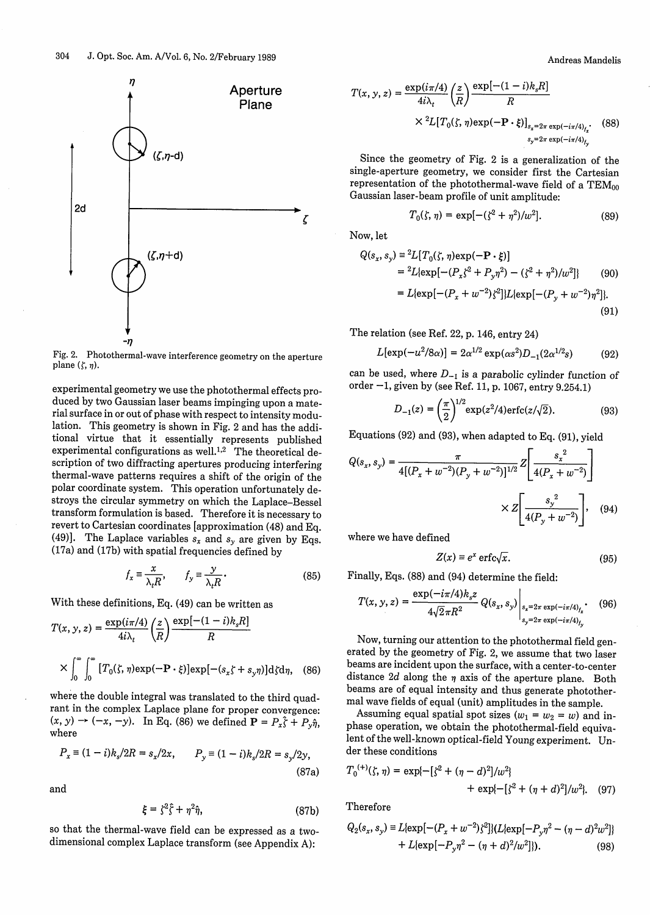Fig. 2. Photothermal-wave interference geometry on the aperture plane $(\zeta, \eta)$.

experimental geometry we use the photothermal effects produced by two Gaussian laser beams impinging upon a material surface in or out of phase with respect to intensity modulation. This geometry is shown in Fig. 2 and has the additional virtue that it essentially represents published experimental configurations as well.[1,2] The theoretical description of two diffracting apertures producing interfering thermal-wave patterns requires a shift of the origin of the polar coordinate system. This operation unfortunately destroys the circular symmetry on which the Laplace–Bessel transform formulation is based. Therefore it is necessary to revert to Cartesian coordinates [approximation (48) and Eq. (49)]. The Laplace variables $s_x$ and $s_y$ are given by Eqs. (17a) and (17b) with spatial frequencies defined by

$$f_x \equiv \frac{x}{\lambda_t R}, \qquad f_y \equiv \frac{y}{\lambda_t R}. \tag{85}$$

With these definitions, Eq. (49) can be written as

$$T(x, y, z) = \frac{\exp(i\pi/4)}{4i\lambda_t}\left(\frac{z}{R}\right)\frac{\exp[-(1-i)k_s R]}{R} \times \int_0^\infty \int_0^\infty [T_0(\zeta, \eta)\exp(-\mathbf{P}\cdot\boldsymbol{\xi})]\exp[-(s_x\zeta + s_y\eta)]d\zeta d\eta, \tag{86}$$

where the double integral was translated to the third quadrant in the complex Laplace plane for proper convergence: $(x, y) \to (-x, -y)$. In Eq. (86) we defined $\mathbf{P} = P_x\hat{\zeta} + P_y\hat{\eta}$, where

$$P_x \equiv (1-i)k_s/2R = s_x/2x, \qquad P_y \equiv (1-i)k_s/2R = s_y/2y, \tag{87a}$$

and

$$\boldsymbol{\xi} = \zeta^2\hat{\zeta} + \eta^2\hat{\eta}, \tag{87b}$$

so that the thermal-wave field can be expressed as a two-dimensional complex Laplace transform (see Appendix A):

$$T(x, y, z) = \frac{\exp(i\pi/4)}{4i\lambda_t}\left(\frac{z}{R}\right)\frac{\exp[-(1-i)k_s R]}{R} \times {}^2L[T_0(\zeta, \eta)\exp(-\mathbf{P}\cdot\boldsymbol{\xi})]\Big|_{\substack{s_x=2\pi\exp(-i\pi/4)f_x \\ s_y=2\pi\exp(-i\pi/4)f_y}}. \tag{88}$$

Since the geometry of Fig. 2 is a generalization of the single-aperture geometry, we consider first the Cartesian representation of the photothermal-wave field of a $\mathrm{TEM}_{00}$ Gaussian laser-beam profile of unit amplitude:

$$T_0(\zeta, \eta) = \exp[-(\zeta^2 + \eta^2)/w^2]. \tag{89}$$

Now, let

$$Q(s_x, s_y) \equiv {}^2L[T_0(\zeta, \eta)\exp(-\mathbf{P}\cdot\boldsymbol{\xi})] = {}^2L\{\exp[-(P_x\zeta^2 + P_y\eta^2) - (\zeta^2 + \eta^2)/w^2]\} \tag{90}$$

$$= L\{\exp[-(P_x + w^{-2})\zeta^2]\}L\{\exp[-(P_y + w^{-2})\eta^2]\}. \tag{91}$$

The relation (see Ref. 22, p. 146, entry 24)

$$L[\exp(-u^2/8\alpha)] = 2\alpha^{1/2}\exp(\alpha s^2)D_{-1}(2\alpha^{1/2}s) \tag{92}$$

can be used, where $D_{-1}$ is a parabolic cylinder function of order $-1$, given by (see Ref. 11, p. 1067, entry 9.254.1)

$$D_{-1}(z) = \left(\frac{\pi}{2}\right)^{1/2}\exp(z^2/4)\mathrm{erfc}(z/\sqrt{2}). \tag{93}$$

Equations (92) and (93), when adapted to Eq. (91), yield

$$Q(s_x, s_y) = \frac{\pi}{4[(P_x + w^{-2})(P_y + w^{-2})]^{1/2}} Z\left[\frac{s_x^2}{4(P_x + w^{-2})}\right] \times Z\left[\frac{s_y^2}{4(P_y + w^{-2})}\right], \tag{94}$$

where we have defined

$$Z(x) \equiv e^x\,\mathrm{erfc}\sqrt{x}. \tag{95}$$

Finally, Eqs. (88) and (94) determine the field:

$$T(x, y, z) = \frac{\exp(-i\pi/4)k_s z}{4\sqrt{2}\pi R^2} Q(s_x, s_y)\Big|_{\substack{s_x=2\pi\exp(-i\pi/4)f_x \\ s_y=2\pi\exp(-i\pi/4)f_y}}. \tag{96}$$

Now, turning our attention to the photothermal field generated by the geometry of Fig. 2, we assume that two laser beams are incident upon the surface, with a center-to-center distance $2d$ along the $\eta$ axis of the aperture plane. Both beams are of equal intensity and thus generate photothermal wave fields of equal (unit) amplitudes in the sample.

Assuming equal spatial spot sizes ($w_1 = w_2 = w$) and in-phase operation, we obtain the photothermal-field equivalent of the well-known optical-field Young experiment. Under these conditions

$$T_0^{(+)}(\zeta, \eta) = \exp\{-[\zeta^2 + (\eta - d)^2]/w^2\} + \exp\{-[\zeta^2 + (\eta + d)^2]/w^2\}. \tag{97}$$

Therefore

$$Q_2(s_x, s_y) \equiv L\{\exp[-(P_x + w^{-2})\zeta^2]\}(L\{\exp[-P_y\eta^2 - (\eta - d)^2w^2]\} + L\{\exp[-P_y\eta^2 - (\eta + d)^2/w^2]\}). \tag{98}$$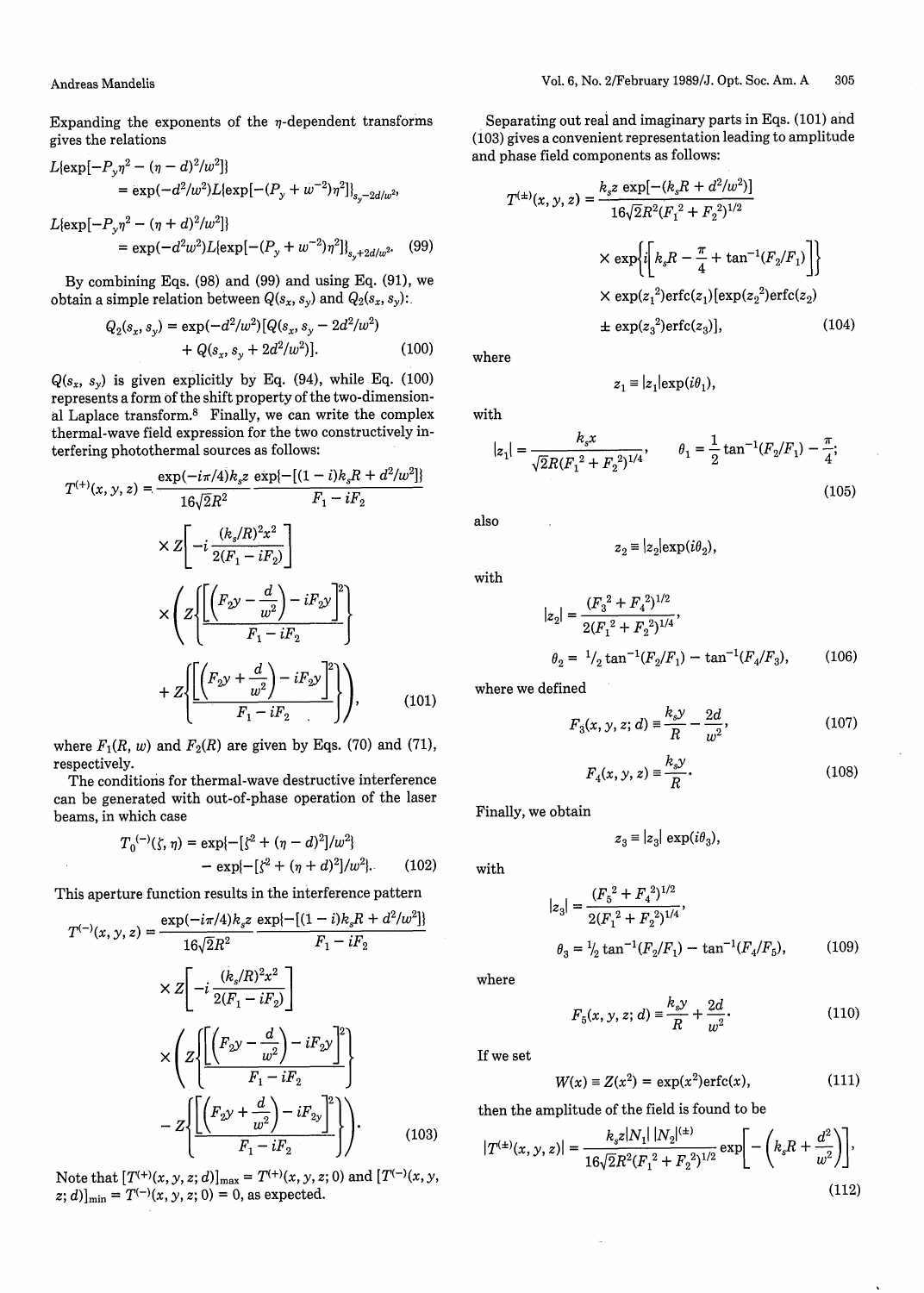Expanding the exponents of the $\eta$-dependent transforms gives the relations

$$L\{\exp[-P_y\eta^2 - (\eta - d)^2/w^2]\} = \exp(-d^2/w^2)L\{\exp[-(P_y + w^{-2})\eta^2]\}_{s_y - 2d/w^2},$$

$$L\{\exp[-P_y\eta^2 - (\eta + d)^2/w^2]\} = \exp(-d^2w^2)L\{\exp[-(P_y + w^{-2})\eta^2]\}_{s_y + 2d/w^2}. \quad (99)$$

By combining Eqs. (98) and (99) and using Eq. (91), we obtain a simple relation between $Q(s_x, s_y)$ and $Q_2(s_x, s_y)$:

$$Q_2(s_x, s_y) = \exp(-d^2/w^2)[Q(s_x, s_y - 2d^2/w^2) + Q(s_x, s_y + 2d^2/w^2)]. \quad (100)$$

$Q(s_x, s_y)$ is given explicitly by Eq. (94), while Eq. (100) represents a form of the shift property of the two-dimensional Laplace transform.[8] Finally, we can write the complex thermal-wave field expression for the two constructively interfering photothermal sources as follows:

$$T^{(+)}(x, y, z) = \frac{\exp(-i\pi/4)k_s z}{16\sqrt{2}R^2} \frac{\exp\{-[(1 - i)k_s R + d^2/w^2]\}}{F_1 - iF_2} \times Z\left[-i\frac{(k_s/R)^2x^2}{2(F_1 - iF_2)}\right] \times \left(Z\left\{\frac{\left[\left(F_2 y - \frac{d}{w^2}\right) - iF_2 y\right]^2}{F_1 - iF_2}\right\} + Z\left\{\frac{\left[\left(F_2 y + \frac{d}{w^2}\right) - iF_2 y\right]^2}{F_1 - iF_2}\right\}\right), \quad (101)$$

where $F_1(R, w)$ and $F_2(R)$ are given by Eqs. (70) and (71), respectively.

The conditions for thermal-wave destructive interference can be generated with out-of-phase operation of the laser beams, in which case

$$T_0^{(-)}(\zeta, \eta) = \exp\{-[\zeta^2 + (\eta - d)^2]/w^2\} - \exp\{-[\zeta^2 + (\eta + d)^2]/w^2\}. \quad (102)$$

This aperture function results in the interference pattern

$$T^{(-)}(x, y, z) = \frac{\exp(-i\pi/4)k_s z}{16\sqrt{2}R^2} \frac{\exp\{-[(1 - i)k_s R + d^2/w^2]\}}{F_1 - iF_2} \times Z\left[-i\frac{(k_s/R)^2x^2}{2(F_1 - iF_2)}\right] \times \left(Z\left\{\frac{\left[\left(F_2 y - \frac{d}{w^2}\right) - iF_2 y\right]^2}{F_1 - iF_2}\right\} - Z\left\{\frac{\left[\left(F_2 y + \frac{d}{w^2}\right) - iF_{2y}\right]^2}{F_1 - iF_2}\right\}\right). \quad (103)$$

Note that $[T^{(+)}(x, y, z; d)]_{max} = T^{(+)}(x, y, z; 0)$ and $[T^{(-)}(x, y, z; d)]_{min} = T^{(-)}(x, y, z; 0) = 0$, as expected.

Separating out real and imaginary parts in Eqs. (101) and (103) gives a convenient representation leading to amplitude and phase field components as follows:

$$T^{(\pm)}(x, y, z) = \frac{k_s z \exp[-(k_s R + d^2/w^2)]}{16\sqrt{2}R^2(F_1^2 + F_2^2)^{1/2}} \times \exp\left\{i\left[k_s R - \frac{\pi}{4} + \tan^{-1}(F_2/F_1)\right]\right\} \times \exp(z_1^2)\text{erfc}(z_1)[\exp(z_2^2)\text{erfc}(z_2) \pm \exp(z_3^2)\text{erfc}(z_3)], \quad (104)$$

where

$$z_1 \equiv |z_1|\exp(i\theta_1),$$

with

$$|z_1| = \frac{k_s x}{\sqrt{2}R(F_1^2 + F_2^2)^{1/4}}, \qquad \theta_1 = \frac{1}{2}\tan^{-1}(F_2/F_1) - \frac{\pi}{4}; \quad (105)$$

also

$$z_2 \equiv |z_2|\exp(i\theta_2),$$

with

$$|z_2| = \frac{(F_3^2 + F_4^2)^{1/2}}{2(F_1^2 + F_2^2)^{1/4}},$$

$$\theta_2 = {}^1\!/_2 \tan^{-1}(F_2/F_1) - \tan^{-1}(F_4/F_3), \quad (106)$$

where we defined

$$F_3(x, y, z; d) \equiv \frac{k_s y}{R} - \frac{2d}{w^2}, \quad (107)$$

$$F_4(x, y, z) \equiv \frac{k_s y}{R}. \quad (108)$$

Finally, we obtain

$$z_3 \equiv |z_3| \exp(i\theta_3),$$

with

$$|z_3| = \frac{(F_5^2 + F_4^2)^{1/2}}{2(F_1^2 + F_2^2)^{1/4}},$$

$$\theta_3 = {}^1\!/_2 \tan^{-1}(F_2/F_1) - \tan^{-1}(F_4/F_5), \quad (109)$$

where

$$F_5(x, y, z; d) \equiv \frac{k_s y}{R} + \frac{2d}{w^2}. \quad (110)$$

If we set

$$W(x) \equiv Z(x^2) = \exp(x^2)\text{erfc}(x), \quad (111)$$

then the amplitude of the field is found to be

$$|T^{(\pm)}(x, y, z)| = \frac{k_s z|N_1| \, |N_2|^{(\pm)}}{16\sqrt{2}R^2(F_1^2 + F_2^2)^{1/2}} \exp\left[-\left(k_s R + \frac{d^2}{w^2}\right)\right], \quad (112)$$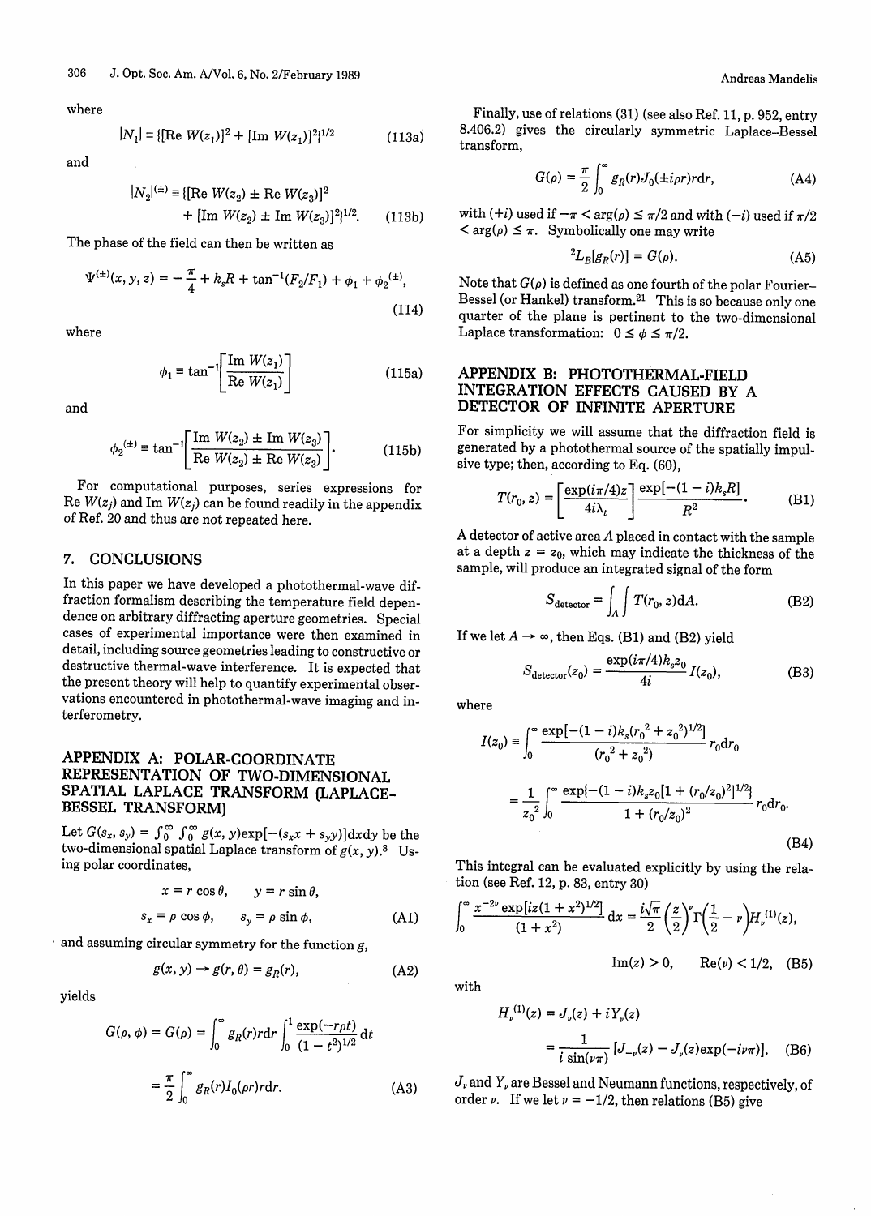where

$$|N_1| \equiv \{[\mathrm{Re}\, W(z_1)]^2 + [\mathrm{Im}\, W(z_1)]^2\}^{1/2} \tag{113a}$$

and

$$|N_2|^{(\pm)} \equiv \{[\mathrm{Re}\, W(z_2) \pm \mathrm{Re}\, W(z_3)]^2 + [\mathrm{Im}\, W(z_2) \pm \mathrm{Im}\, W(z_3)]^2\}^{1/2}. \tag{113b}$$

The phase of the field can then be written as

$$\Psi^{(\pm)}(x, y, z) = -\frac{\pi}{4} + k_s R + \tan^{-1}(F_2/F_1) + \phi_1 + \phi_2^{(\pm)}, \tag{114}$$

where

$$\phi_1 \equiv \tan^{-1}\left[\frac{\mathrm{Im}\, W(z_1)}{\mathrm{Re}\, W(z_1)}\right] \tag{115a}$$

and

$$\phi_2^{(\pm)} \equiv \tan^{-1}\left[\frac{\mathrm{Im}\, W(z_2) \pm \mathrm{Im}\, W(z_3)}{\mathrm{Re}\, W(z_2) \pm \mathrm{Re}\, W(z_3)}\right]. \tag{115b}$$

For computational purposes, series expressions for $\mathrm{Re}\, W(z_j)$ and $\mathrm{Im}\, W(z_j)$ can be found readily in the appendix of Ref. 20 and thus are not repeated here.

## 7. CONCLUSIONS

In this paper we have developed a photothermal-wave diffraction formalism describing the temperature field dependence on arbitrary diffracting aperture geometries. Special cases of experimental importance were then examined in detail, including source geometries leading to constructive or destructive thermal-wave interference. It is expected that the present theory will help to quantify experimental observations encountered in photothermal-wave imaging and interferometry.

## APPENDIX A: POLAR-COORDINATE REPRESENTATION OF TWO-DIMENSIONAL SPATIAL LAPLACE TRANSFORM (LAPLACE–BESSEL TRANSFORM)

Let $G(s_x, s_y) = \int_0^\infty \int_0^\infty g(x, y)\exp[-(s_x x + s_y y)]\mathrm{d}x\mathrm{d}y$ be the two-dimensional spatial Laplace transform of $g(x, y)$.[8] Using polar coordinates,

$$x = r\cos\theta, \qquad y = r\sin\theta,$$
$$s_x = \rho\cos\phi, \qquad s_y = \rho\sin\phi, \tag{A1}$$

and assuming circular symmetry for the function $g$,

$$g(x, y) \to g(r, \theta) = g_R(r), \tag{A2}$$

yields

$$G(\rho, \phi) = G(\rho) = \int_0^\infty g_R(r) r\mathrm{d}r \int_0^1 \frac{\exp(-r\rho t)}{(1 - t^2)^{1/2}}\mathrm{d}t$$
$$= \frac{\pi}{2}\int_0^\infty g_R(r) I_0(\rho r) r\mathrm{d}r. \tag{A3}$$

Finally, use of relations (31) (see also Ref. 11, p. 952, entry 8.406.2) gives the circularly symmetric Laplace–Bessel transform,

$$G(\rho) = \frac{\pi}{2}\int_0^\infty g_R(r) J_0(\pm i\rho r) r\mathrm{d}r, \tag{A4}$$

with $(+i)$ used if $-\pi < \arg(\rho) \leq \pi/2$ and with $(-i)$ used if $\pi/2 < \arg(\rho) \leq \pi$. Symbolically one may write

$${}^2L_B[g_R(r)] = G(\rho). \tag{A5}$$

Note that $G(\rho)$ is defined as one fourth of the polar Fourier–Bessel (or Hankel) transform.[21] This is so because only one quarter of the plane is pertinent to the two-dimensional Laplace transformation: $0 \leq \phi \leq \pi/2$.

## APPENDIX B: PHOTOTHERMAL-FIELD INTEGRATION EFFECTS CAUSED BY A DETECTOR OF INFINITE APERTURE

For simplicity we will assume that the diffraction field is generated by a photothermal source of the spatially impulsive type; then, according to Eq. (60),

$$T(r_0, z) = \left[\frac{\exp(i\pi/4)z}{4i\lambda_t}\right]\frac{\exp[-(1 - i)k_s R]}{R^2}. \tag{B1}$$

A detector of active area $A$ placed in contact with the sample at a depth $z = z_0$, which may indicate the thickness of the sample, will produce an integrated signal of the form

$$S_{\mathrm{detector}} = \int_A\int T(r_0, z)\mathrm{d}A. \tag{B2}$$

If we let $A \to \infty$, then Eqs. (B1) and (B2) yield

$$S_{\mathrm{detector}}(z_0) = \frac{\exp(i\pi/4)k_s z_0}{4i} I(z_0), \tag{B3}$$

where

$$I(z_0) \equiv \int_0^\infty \frac{\exp[-(1 - i)k_s(r_0^2 + z_0^2)^{1/2}]}{(r_0^2 + z_0^2)} r_0\mathrm{d}r_0$$
$$= \frac{1}{z_0^2}\int_0^\infty \frac{\exp\{-(1 - i)k_s z_0[1 + (r_0/z_0)^2]^{1/2}\}}{1 + (r_0/z_0)^2} r_0\mathrm{d}r_0. \tag{B4}$$

This integral can be evaluated explicitly by using the relation (see Ref. 12, p. 83, entry 30)

$$\int_0^\infty \frac{x^{-2\nu}\exp[iz(1 + x^2)^{1/2}]}{(1 + x^2)}\mathrm{d}x = \frac{i\sqrt{\pi}}{2}\left(\frac{z}{2}\right)^\nu \Gamma\left(\frac{1}{2} - \nu\right) H_\nu^{(1)}(z),$$
$$\mathrm{Im}(z) > 0, \qquad \mathrm{Re}(\nu) < 1/2, \tag{B5}$$

with

$$H_\nu^{(1)}(z) = J_\nu(z) + iY_\nu(z)$$
$$= \frac{1}{i\sin(\nu\pi)}[J_{-\nu}(z) - J_\nu(z)\exp(-i\nu\pi)]. \tag{B6}$$

$J_\nu$ and $Y_\nu$ are Bessel and Neumann functions, respectively, of order $\nu$. If we let $\nu = -1/2$, then relations (B5) give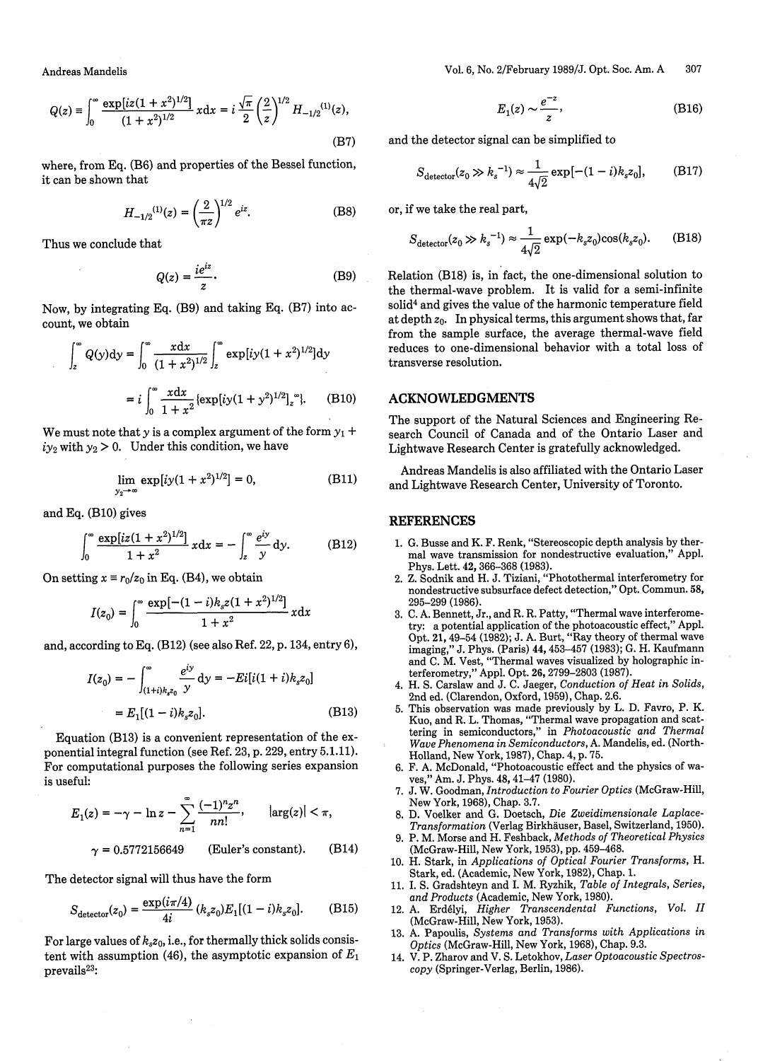$$Q(z) \equiv \int_0^\infty \frac{\exp[iz(1+x^2)^{1/2}]}{(1+x^2)^{1/2}}\, x\mathrm{d}x = i\frac{\sqrt{\pi}}{2}\left(\frac{2}{z}\right)^{1/2} H_{-1/2}^{(1)}(z), \tag{B7}$$

where, from Eq. (B6) and properties of the Bessel function, it can be shown that

$$H_{-1/2}^{(1)}(z) = \left(\frac{2}{\pi z}\right)^{1/2} e^{iz}. \tag{B8}$$

Thus we conclude that

$$Q(z) = \frac{ie^{iz}}{z}. \tag{B9}$$

Now, by integrating Eq. (B9) and taking Eq. (B7) into account, we obtain

$$\int_z^\infty Q(y)\mathrm{d}y = \int_0^\infty \frac{x\mathrm{d}x}{(1+x^2)^{1/2}} \int_z^\infty \exp[iy(1+x^2)^{1/2}]\mathrm{d}y$$

$$= i\int_0^\infty \frac{x\mathrm{d}x}{1+x^2}\{\exp[iy(1+y^2)^{1/2}]_z^{\infty}\}. \tag{B10}$$

We must note that $y$ is a complex argument of the form $y_1 + iy_2$ with $y_2 > 0$. Under this condition, we have

$$\lim_{y_2\to\infty} \exp[iy(1+x^2)^{1/2}] = 0, \tag{B11}$$

and Eq. (B10) gives

$$\int_0^\infty \frac{\exp[iz(1+x^2)^{1/2}]}{1+x^2}\, x\mathrm{d}x = -\int_z^\infty \frac{e^{iy}}{y}\mathrm{d}y. \tag{B12}$$

On setting $x \equiv r_0/z_0$ in Eq. (B4), we obtain

$$I(z_0) = \int_0^\infty \frac{\exp[-(1-i)k_s z(1+x^2)^{1/2}]}{1+x^2}\, x\mathrm{d}x$$

and, according to Eq. (B12) (see also Ref. 22, p. 134, entry 6),

$$I(z_0) = -\int_{(1+i)k_s z_0}^\infty \frac{e^{iy}}{y}\mathrm{d}y = -Ei[i(1+i)k_s z_0]$$

$$= E_1[(1-i)k_s z_0]. \tag{B13}$$

Equation (B13) is a convenient representation of the exponential integral function (see Ref. 23, p. 229, entry 5.1.11). For computational purposes the following series expansion is useful:

$$E_1(z) = -\gamma - \ln z - \sum_{n=1}^{\infty} \frac{(-1)^n z^n}{n n!}, \qquad |\arg(z)| < \pi,$$

$$\gamma = 0.5772156649 \qquad \text{(Euler's constant)}. \tag{B14}$$

The detector signal will thus have the form

$$S_{\mathrm{detector}}(z_0) = \frac{\exp(i\pi/4)}{4i}(k_s z_0)E_1[(1-i)k_s z_0]. \tag{B15}$$

For large values of $k_s z_0$, i.e., for thermally thick solids consistent with assumption (46), the asymptotic expansion of $E_1$ prevails[23]:

$$E_1(z) \sim \frac{e^{-z}}{z}, \tag{B16}$$

and the detector signal can be simplified to

$$S_{\mathrm{detector}}(z_0 \gg k_s^{-1}) \approx \frac{1}{4\sqrt{2}}\exp[-(1-i)k_s z_0], \tag{B17}$$

or, if we take the real part,

$$S_{\mathrm{detector}}(z_0 \gg k_s^{-1}) \approx \frac{1}{4\sqrt{2}}\exp(-k_s z_0)\cos(k_s z_0). \tag{B18}$$

Relation (B18) is, in fact, the one-dimensional solution to the thermal-wave problem. It is valid for a semi-infinite solid[4] and gives the value of the harmonic temperature field at depth $z_0$. In physical terms, this argument shows that, far from the sample surface, the average thermal-wave field reduces to one-dimensional behavior with a total loss of transverse resolution.

## ACKNOWLEDGMENTS

The support of the Natural Sciences and Engineering Research Council of Canada and of the Ontario Laser and Lightwave Research Center is gratefully acknowledged.

Andreas Mandelis is also affiliated with the Ontario Laser and Lightwave Research Center, University of Toronto.

## REFERENCES

1. G. Busse and K. F. Renk, "Stereoscopic depth analysis by thermal wave transmission for nondestructive evaluation," Appl. Phys. Lett. 42, 366–368 (1983).
2. Z. Sodnik and H. J. Tiziani, "Photothermal interferometry for nondestructive subsurface defect detection," Opt. Commun. 58, 295–299 (1986).
3. C. A. Bennett, Jr., and R. R. Patty, "Thermal wave interferometry: a potential application of the photoacoustic effect," Appl. Opt. 21, 49–54 (1982); J. A. Burt, "Ray theory of thermal wave imaging," J. Phys. (Paris) 44, 453–457 (1983); G. H. Kaufmann and C. M. Vest, "Thermal waves visualized by holographic interferometry," Appl. Opt. 26, 2799–2803 (1987).
4. H. S. Carslaw and J. C. Jaeger, *Conduction of Heat in Solids*, 2nd ed. (Clarendon, Oxford, 1959), Chap. 2.6.
5. This observation was made previously by L. D. Favro, P. K. Kuo, and R. L. Thomas, "Thermal wave propagation and scattering in semiconductors," in *Photoacoustic and Thermal Wave Phenomena in Semiconductors*, A. Mandelis, ed. (North-Holland, New York, 1987), Chap. 4, p. 75.
6. F. A. McDonald, "Photoacoustic effect and the physics of waves," Am. J. Phys. 48, 41–47 (1980).
7. J. W. Goodman, *Introduction to Fourier Optics* (McGraw-Hill, New York, 1968), Chap. 3.7.
8. D. Voelker and G. Doetsch, *Die Zweidimensionale Laplace-Transformation* (Verlag Birkhäuser, Basel, Switzerland, 1950).
9. P. M. Morse and H. Feshback, *Methods of Theoretical Physics* (McGraw-Hill, New York, 1953), pp. 459–468.
10. H. Stark, in *Applications of Optical Fourier Transforms*, H. Stark, ed. (Academic, New York, 1982), Chap. 1.
11. I. S. Gradshteyn and I. M. Ryzhik, *Table of Integrals, Series, and Products* (Academic, New York, 1980).
12. A. Erdélyi, *Higher Transcendental Functions, Vol. II* (McGraw-Hill, New York, 1953).
13. A. Papoulis, *Systems and Transforms with Applications in Optics* (McGraw-Hill, New York, 1968), Chap. 9.3.
14. V. P. Zharov and V. S. Letokhov, *Laser Optoacoustic Spectroscopy* (Springer-Verlag, Berlin, 1986).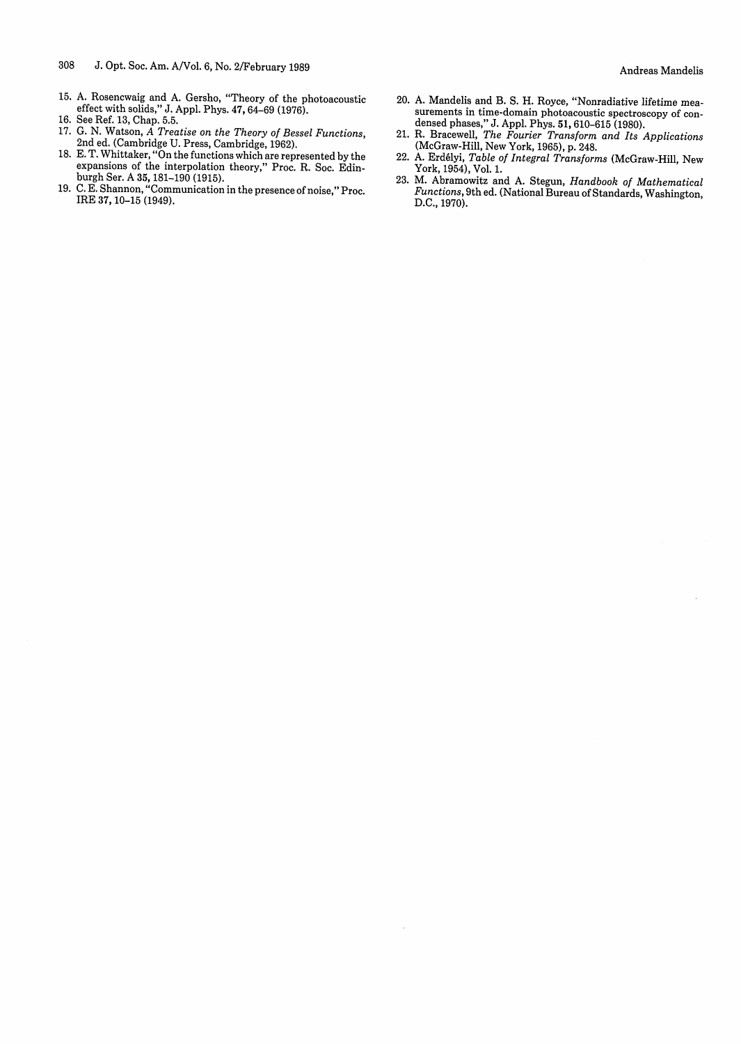15. A. Rosencwaig and A. Gersho, "Theory of the photoacoustic effect with solids," J. Appl. Phys. **47**, 64–69 (1976).
16. See Ref. 13, Chap. 5.5.
17. G. N. Watson, *A Treatise on the Theory of Bessel Functions*, 2nd ed. (Cambridge U. Press, Cambridge, 1962).
18. E. T. Whittaker, "On the functions which are represented by the expansions of the interpolation theory," Proc. R. Soc. Edinburgh Ser. A **35**, 181–190 (1915).
19. C. E. Shannon, "Communication in the presence of noise," Proc. IRE **37**, 10–15 (1949).
20. A. Mandelis and B. S. H. Royce, "Nonradiative lifetime measurements in time-domain photoacoustic spectroscopy of condensed phases," J. Appl. Phys. **51**, 610–615 (1980).
21. R. Bracewell, *The Fourier Transform and Its Applications* (McGraw-Hill, New York, 1965), p. 248.
22. A. Erdélyi, *Table of Integral Transforms* (McGraw-Hill, New York, 1954), Vol. 1.
23. M. Abramowitz and A. Stegun, *Handbook of Mathematical Functions*, 9th ed. (National Bureau of Standards, Washington, D.C., 1970).